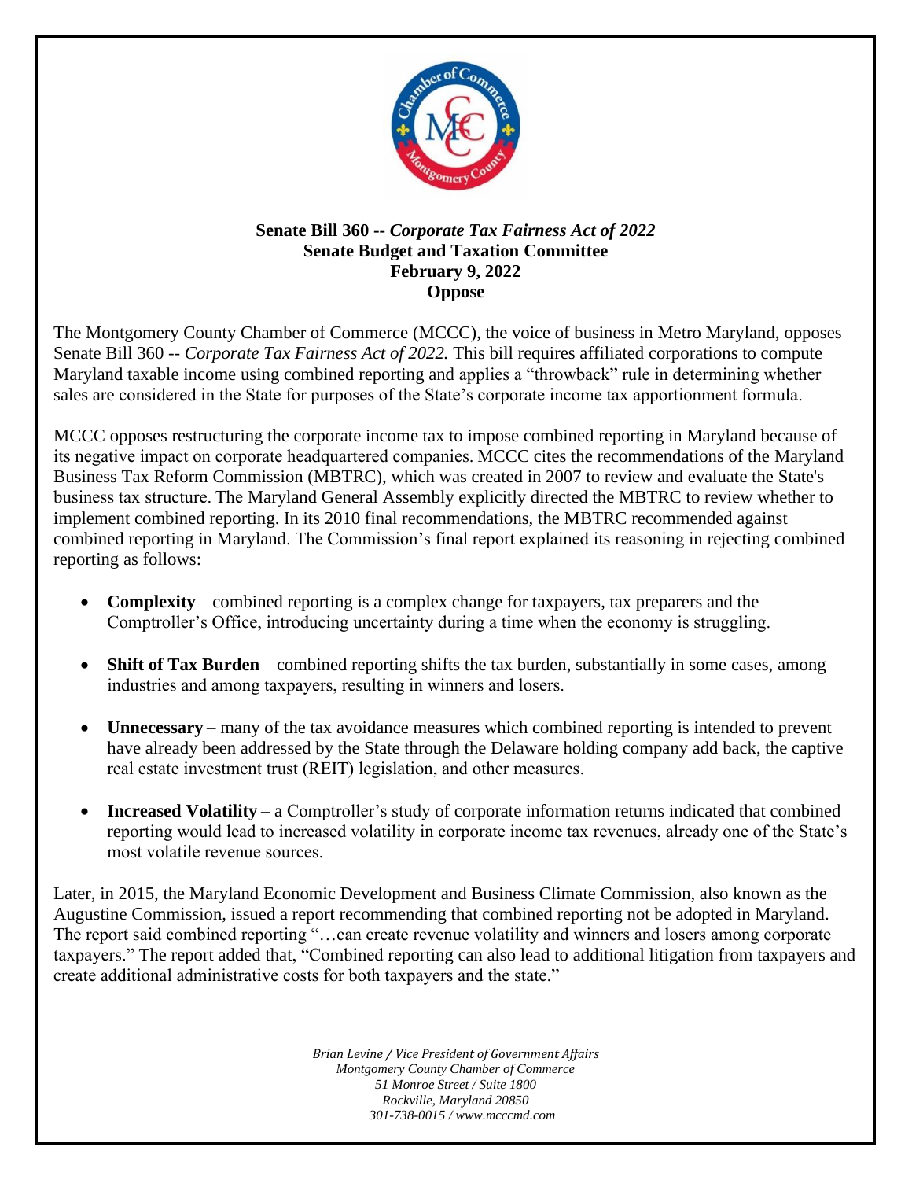**Senate Bill 360 --** ***Corporate Tax Fairness Act of 2022***
**Senate Budget and Taxation Committee**
**February 9, 2022**
**Oppose**

The Montgomery County Chamber of Commerce (MCCC), the voice of business in Metro Maryland, opposes Senate Bill 360 -- *Corporate Tax Fairness Act of 2022.* This bill requires affiliated corporations to compute Maryland taxable income using combined reporting and applies a "throwback" rule in determining whether sales are considered in the State for purposes of the State's corporate income tax apportionment formula.

MCCC opposes restructuring the corporate income tax to impose combined reporting in Maryland because of its negative impact on corporate headquartered companies. MCCC cites the recommendations of the Maryland Business Tax Reform Commission (MBTRC), which was created in 2007 to review and evaluate the State's business tax structure. The Maryland General Assembly explicitly directed the MBTRC to review whether to implement combined reporting. In its 2010 final recommendations, the MBTRC recommended against combined reporting in Maryland. The Commission's final report explained its reasoning in rejecting combined reporting as follows:

- **Complexity** – combined reporting is a complex change for taxpayers, tax preparers and the Comptroller's Office, introducing uncertainty during a time when the economy is struggling.
- **Shift of Tax Burden** – combined reporting shifts the tax burden, substantially in some cases, among industries and among taxpayers, resulting in winners and losers.
- **Unnecessary** – many of the tax avoidance measures which combined reporting is intended to prevent have already been addressed by the State through the Delaware holding company add back, the captive real estate investment trust (REIT) legislation, and other measures.
- **Increased Volatility** – a Comptroller's study of corporate information returns indicated that combined reporting would lead to increased volatility in corporate income tax revenues, already one of the State's most volatile revenue sources.

Later, in 2015, the Maryland Economic Development and Business Climate Commission, also known as the Augustine Commission, issued a report recommending that combined reporting not be adopted in Maryland. The report said combined reporting "…can create revenue volatility and winners and losers among corporate taxpayers." The report added that, "Combined reporting can also lead to additional litigation from taxpayers and create additional administrative costs for both taxpayers and the state."

*Brian Levine / Vice President of Government Affairs*
*Montgomery County Chamber of Commerce*
*51 Monroe Street / Suite 1800*
*Rockville, Maryland 20850*
*301-738-0015 / www.mcccmd.com*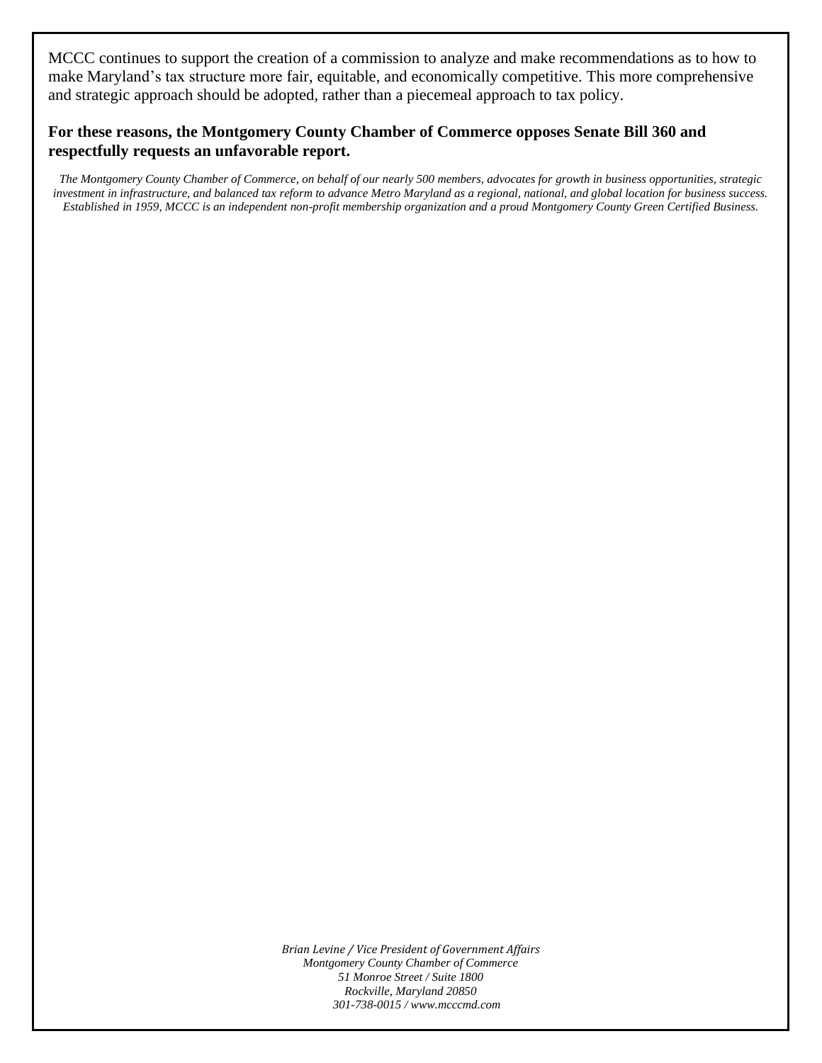MCCC continues to support the creation of a commission to analyze and make recommendations as to how to make Maryland's tax structure more fair, equitable, and economically competitive. This more comprehensive and strategic approach should be adopted, rather than a piecemeal approach to tax policy.

**For these reasons, the Montgomery County Chamber of Commerce opposes Senate Bill 360 and respectfully requests an unfavorable report.**

*The Montgomery County Chamber of Commerce, on behalf of our nearly 500 members, advocates for growth in business opportunities, strategic investment in infrastructure, and balanced tax reform to advance Metro Maryland as a regional, national, and global location for business success. Established in 1959, MCCC is an independent non-profit membership organization and a proud Montgomery County Green Certified Business.*

*Brian Levine / Vice President of Government Affairs*
*Montgomery County Chamber of Commerce*
*51 Monroe Street / Suite 1800*
*Rockville, Maryland 20850*
*301-738-0015 / www.mcccmd.com*